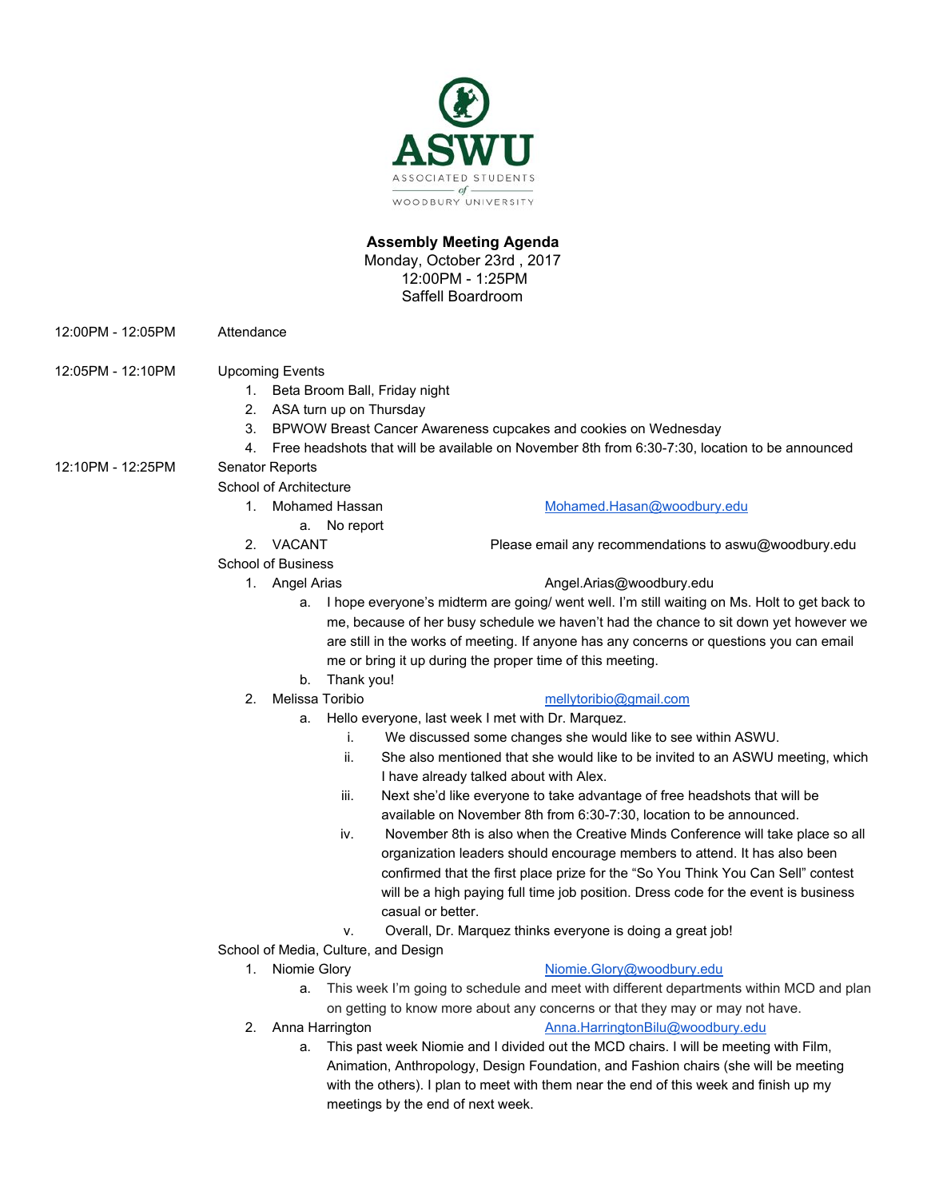ASWU

ASSOCIATED STUDENTS of WOODBURY UNIVERSITY

**Assembly Meeting Agenda**
Monday, October 23rd , 2017
12:00PM - 1:25PM
Saffell Boardroom

12:00PM - 12:05PM Attendance

12:05PM - 12:10PM Upcoming Events

1. Beta Broom Ball, Friday night
2. ASA turn up on Thursday
3. BPWOW Breast Cancer Awareness cupcakes and cookies on Wednesday
4. Free headshots that will be available on November 8th from 6:30-7:30, location to be announced

12:10PM - 12:25PM Senator Reports

School of Architecture

1. Mohamed Hassan — Mohamed.Hasan@woodbury.edu
   a. No report
2. VACANT — Please email any recommendations to aswu@woodbury.edu

School of Business

1. Angel Arias — Angel.Arias@woodbury.edu
   a. I hope everyone's midterm are going/ went well. I'm still waiting on Ms. Holt to get back to me, because of her busy schedule we haven't had the chance to sit down yet however we are still in the works of meeting. If anyone has any concerns or questions you can email me or bring it up during the proper time of this meeting.
   b. Thank you!
2. Melissa Toribio — mellytoribio@gmail.com
   a. Hello everyone, last week I met with Dr. Marquez.
      i. We discussed some changes she would like to see within ASWU.
      ii. She also mentioned that she would like to be invited to an ASWU meeting, which I have already talked about with Alex.
      iii. Next she'd like everyone to take advantage of free headshots that will be available on November 8th from 6:30-7:30, location to be announced.
      iv. November 8th is also when the Creative Minds Conference will take place so all organization leaders should encourage members to attend. It has also been confirmed that the first place prize for the "So You Think You Can Sell" contest will be a high paying full time job position. Dress code for the event is business casual or better.
      v. Overall, Dr. Marquez thinks everyone is doing a great job!

School of Media, Culture, and Design

1. Niomie Glory — Niomie.Glory@woodbury.edu
   a. This week I'm going to schedule and meet with different departments within MCD and plan on getting to know more about any concerns or that they may or may not have.
2. Anna Harrington — Anna.HarringtonBilu@woodbury.edu
   a. This past week Niomie and I divided out the MCD chairs. I will be meeting with Film, Animation, Anthropology, Design Foundation, and Fashion chairs (she will be meeting with the others). I plan to meet with them near the end of this week and finish up my meetings by the end of next week.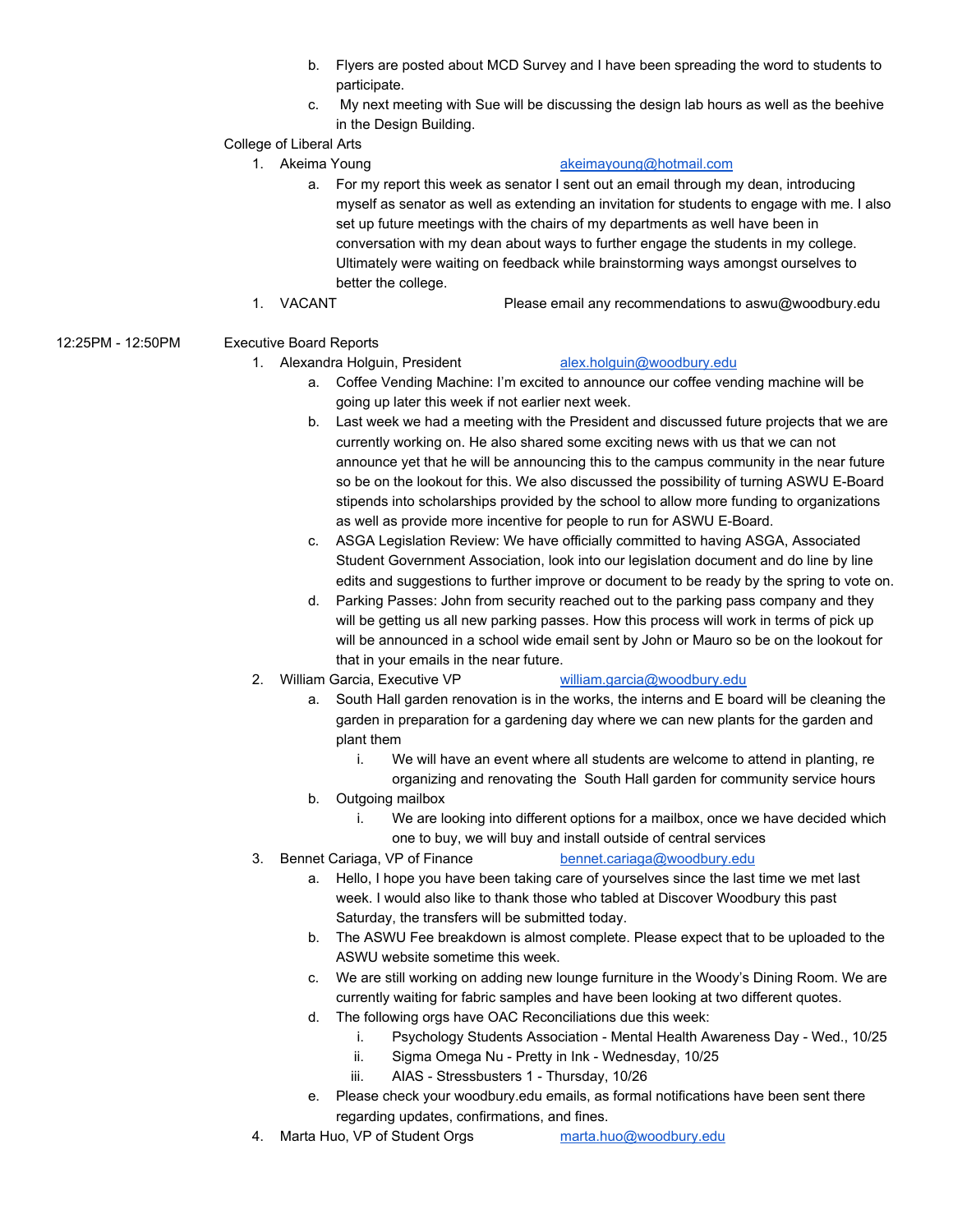b. Flyers are posted about MCD Survey and I have been spreading the word to students to participate.

c. My next meeting with Sue will be discussing the design lab hours as well as the beehive in the Design Building.

College of Liberal Arts

1. Akeima Young [akeimayoung@hotmail.com](mailto:akeimayoung@hotmail.com)
   a. For my report this week as senator I sent out an email through my dean, introducing myself as senator as well as extending an invitation for students to engage with me. I also set up future meetings with the chairs of my departments as well have been in conversation with my dean about ways to further engage the students in my college. Ultimately were waiting on feedback while brainstorming ways amongst ourselves to better the college.
1. VACANT Please email any recommendations to aswu@woodbury.edu

12:25PM - 12:50PM Executive Board Reports

1. Alexandra Holguin, President [alex.holguin@woodbury.edu](mailto:alex.holguin@woodbury.edu)
   a. Coffee Vending Machine: I'm excited to announce our coffee vending machine will be going up later this week if not earlier next week.
   b. Last week we had a meeting with the President and discussed future projects that we are currently working on. He also shared some exciting news with us that we can not announce yet that he will be announcing this to the campus community in the near future so be on the lookout for this. We also discussed the possibility of turning ASWU E-Board stipends into scholarships provided by the school to allow more funding to organizations as well as provide more incentive for people to run for ASWU E-Board.
   c. ASGA Legislation Review: We have officially committed to having ASGA, Associated Student Government Association, look into our legislation document and do line by line edits and suggestions to further improve or document to be ready by the spring to vote on.
   d. Parking Passes: John from security reached out to the parking pass company and they will be getting us all new parking passes. How this process will work in terms of pick up will be announced in a school wide email sent by John or Mauro so be on the lookout for that in your emails in the near future.
2. William Garcia, Executive VP [william.garcia@woodbury.edu](mailto:william.garcia@woodbury.edu)
   a. South Hall garden renovation is in the works, the interns and E board will be cleaning the garden in preparation for a gardening day where we can new plants for the garden and plant them
      i. We will have an event where all students are welcome to attend in planting, re organizing and renovating the South Hall garden for community service hours
   b. Outgoing mailbox
      i. We are looking into different options for a mailbox, once we have decided which one to buy, we will buy and install outside of central services
3. Bennet Cariaga, VP of Finance [bennet.cariaga@woodbury.edu](mailto:bennet.cariaga@woodbury.edu)
   a. Hello, I hope you have been taking care of yourselves since the last time we met last week. I would also like to thank those who tabled at Discover Woodbury this past Saturday, the transfers will be submitted today.
   b. The ASWU Fee breakdown is almost complete. Please expect that to be uploaded to the ASWU website sometime this week.
   c. We are still working on adding new lounge furniture in the Woody's Dining Room. We are currently waiting for fabric samples and have been looking at two different quotes.
   d. The following orgs have OAC Reconciliations due this week:
      i. Psychology Students Association - Mental Health Awareness Day - Wed., 10/25
      ii. Sigma Omega Nu - Pretty in Ink - Wednesday, 10/25
      iii. AIAS - Stressbusters 1 - Thursday, 10/26
   e. Please check your woodbury.edu emails, as formal notifications have been sent there regarding updates, confirmations, and fines.
4. Marta Huo, VP of Student Orgs [marta.huo@woodbury.edu](mailto:marta.huo@woodbury.edu)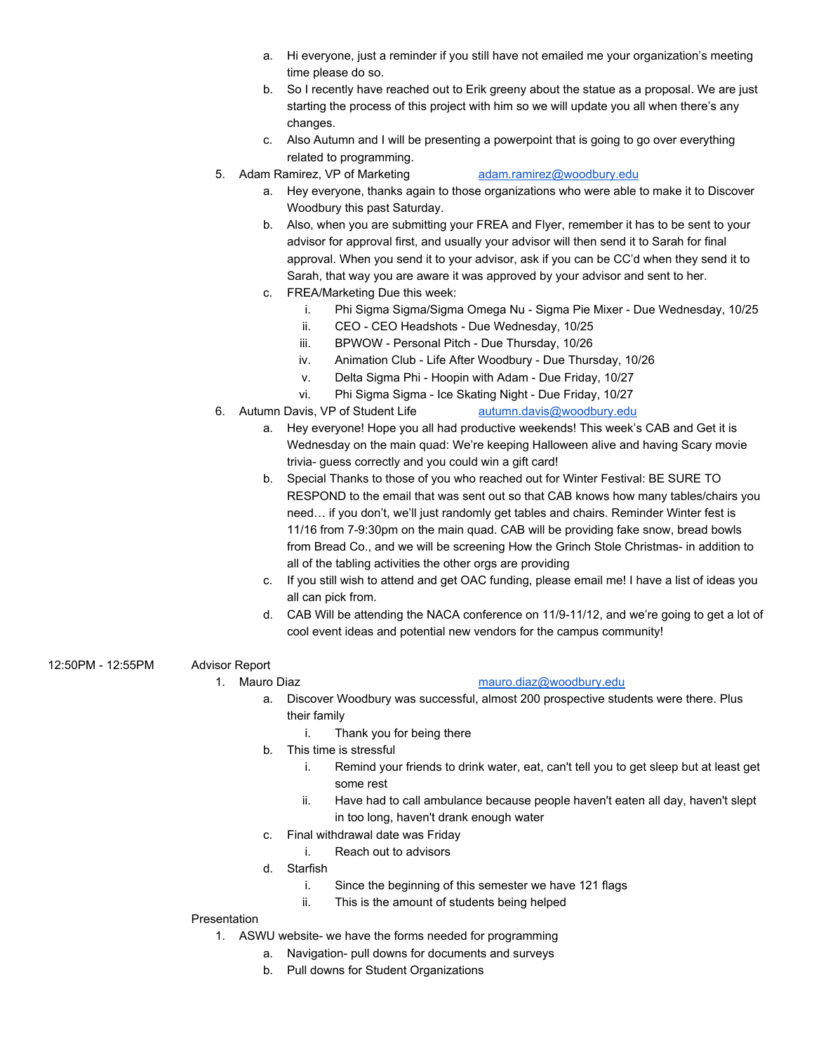a. Hi everyone, just a reminder if you still have not emailed me your organization's meeting time please do so.
   b. So I recently have reached out to Erik greeny about the statue as a proposal. We are just starting the process of this project with him so we will update you all when there's any changes.
   c. Also Autumn and I will be presenting a powerpoint that is going to go over everything related to programming.

5. Adam Ramirez, VP of Marketing adam.ramirez@woodbury.edu
   a. Hey everyone, thanks again to those organizations who were able to make it to Discover Woodbury this past Saturday.
   b. Also, when you are submitting your FREA and Flyer, remember it has to be sent to your advisor for approval first, and usually your advisor will then send it to Sarah for final approval. When you send it to your advisor, ask if you can be CC'd when they send it to Sarah, that way you are aware it was approved by your advisor and sent to her.
   c. FREA/Marketing Due this week:
      i. Phi Sigma Sigma/Sigma Omega Nu - Sigma Pie Mixer - Due Wednesday, 10/25
      ii. CEO - CEO Headshots - Due Wednesday, 10/25
      iii. BPWOW - Personal Pitch - Due Thursday, 10/26
      iv. Animation Club - Life After Woodbury - Due Thursday, 10/26
      v. Delta Sigma Phi - Hoopin with Adam - Due Friday, 10/27
      vi. Phi Sigma Sigma - Ice Skating Night - Due Friday, 10/27

6. Autumn Davis, VP of Student Life autumn.davis@woodbury.edu
   a. Hey everyone! Hope you all had productive weekends! This week's CAB and Get it is Wednesday on the main quad: We're keeping Halloween alive and having Scary movie trivia- guess correctly and you could win a gift card!
   b. Special Thanks to those of you who reached out for Winter Festival: BE SURE TO RESPOND to the email that was sent out so that CAB knows how many tables/chairs you need… if you don't, we'll just randomly get tables and chairs. Reminder Winter fest is 11/16 from 7-9:30pm on the main quad. CAB will be providing fake snow, bread bowls from Bread Co., and we will be screening How the Grinch Stole Christmas- in addition to all of the tabling activities the other orgs are providing
   c. If you still wish to attend and get OAC funding, please email me! I have a list of ideas you all can pick from.
   d. CAB Will be attending the NACA conference on 11/9-11/12, and we're going to get a lot of cool event ideas and potential new vendors for the campus community!

12:50PM - 12:55PM Advisor Report

1. Mauro Diaz mauro.diaz@woodbury.edu
   a. Discover Woodbury was successful, almost 200 prospective students were there. Plus their family
      i. Thank you for being there
   b. This time is stressful
      i. Remind your friends to drink water, eat, can't tell you to get sleep but at least get some rest
      ii. Have had to call ambulance because people haven't eaten all day, haven't slept in too long, haven't drank enough water
   c. Final withdrawal date was Friday
      i. Reach out to advisors
   d. Starfish
      i. Since the beginning of this semester we have 121 flags
      ii. This is the amount of students being helped

Presentation

1. ASWU website- we have the forms needed for programming
   a. Navigation- pull downs for documents and surveys
   b. Pull downs for Student Organizations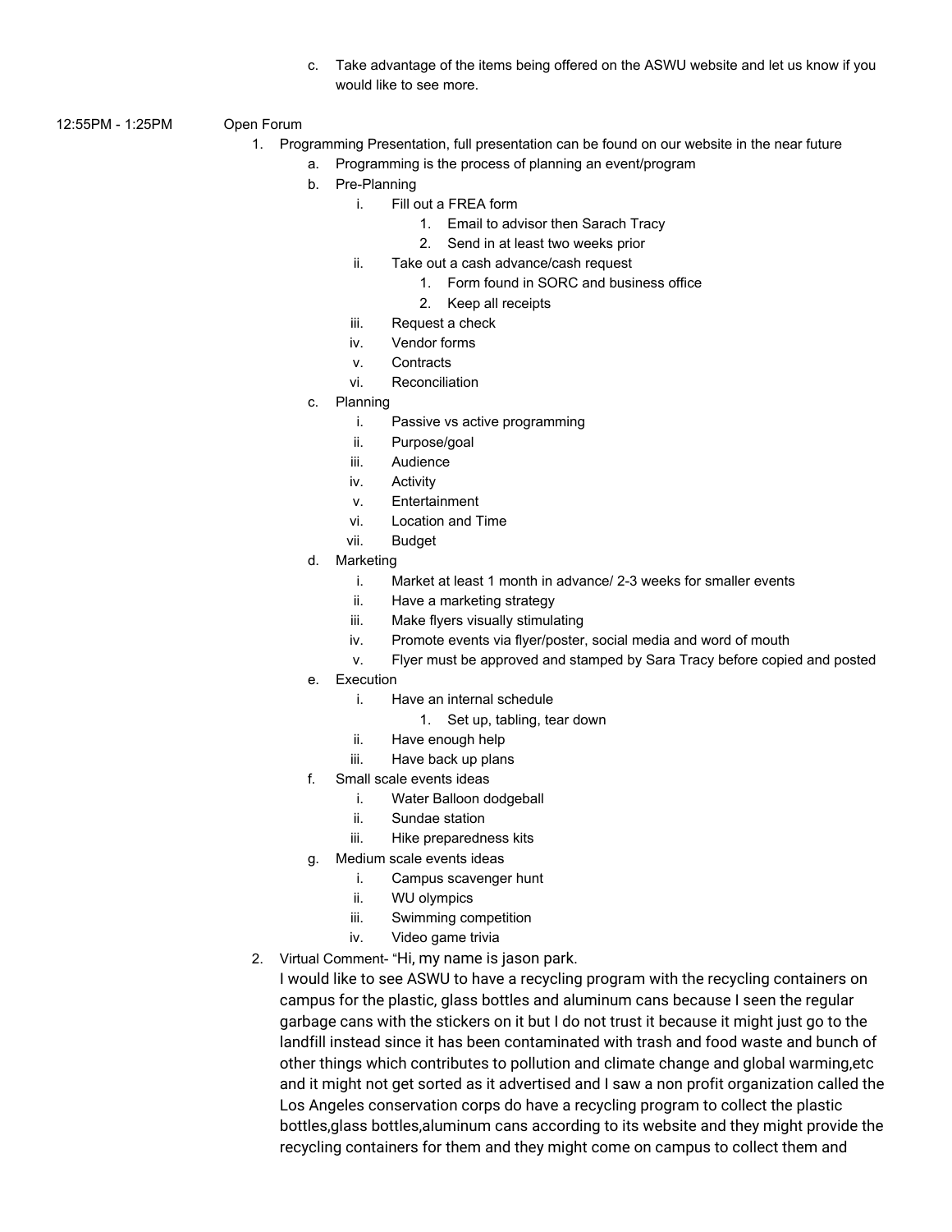c. Take advantage of the items being offered on the ASWU website and let us know if you would like to see more.

12:55PM - 1:25PM Open Forum

1. Programming Presentation, full presentation can be found on our website in the near future
   a. Programming is the process of planning an event/program
   b. Pre-Planning
      i. Fill out a FREA form
         1. Email to advisor then Sarach Tracy
         2. Send in at least two weeks prior
      ii. Take out a cash advance/cash request
         1. Form found in SORC and business office
         2. Keep all receipts
      iii. Request a check
      iv. Vendor forms
      v. Contracts
      vi. Reconciliation
   c. Planning
      i. Passive vs active programming
      ii. Purpose/goal
      iii. Audience
      iv. Activity
      v. Entertainment
      vi. Location and Time
      vii. Budget
   d. Marketing
      i. Market at least 1 month in advance/ 2-3 weeks for smaller events
      ii. Have a marketing strategy
      iii. Make flyers visually stimulating
      iv. Promote events via flyer/poster, social media and word of mouth
      v. Flyer must be approved and stamped by Sara Tracy before copied and posted
   e. Execution
      i. Have an internal schedule
         1. Set up, tabling, tear down
      ii. Have enough help
      iii. Have back up plans
   f. Small scale events ideas
      i. Water Balloon dodgeball
      ii. Sundae station
      iii. Hike preparedness kits
   g. Medium scale events ideas
      i. Campus scavenger hunt
      ii. WU olympics
      iii. Swimming competition
      iv. Video game trivia
2. Virtual Comment- "Hi, my name is jason park.
   I would like to see ASWU to have a recycling program with the recycling containers on campus for the plastic, glass bottles and aluminum cans because I seen the regular garbage cans with the stickers on it but I do not trust it because it might just go to the landfill instead since it has been contaminated with trash and food waste and bunch of other things which contributes to pollution and climate change and global warming,etc and it might not get sorted as it advertised and I saw a non profit organization called the Los Angeles conservation corps do have a recycling program to collect the plastic bottles,glass bottles,aluminum cans according to its website and they might provide the recycling containers for them and they might come on campus to collect them and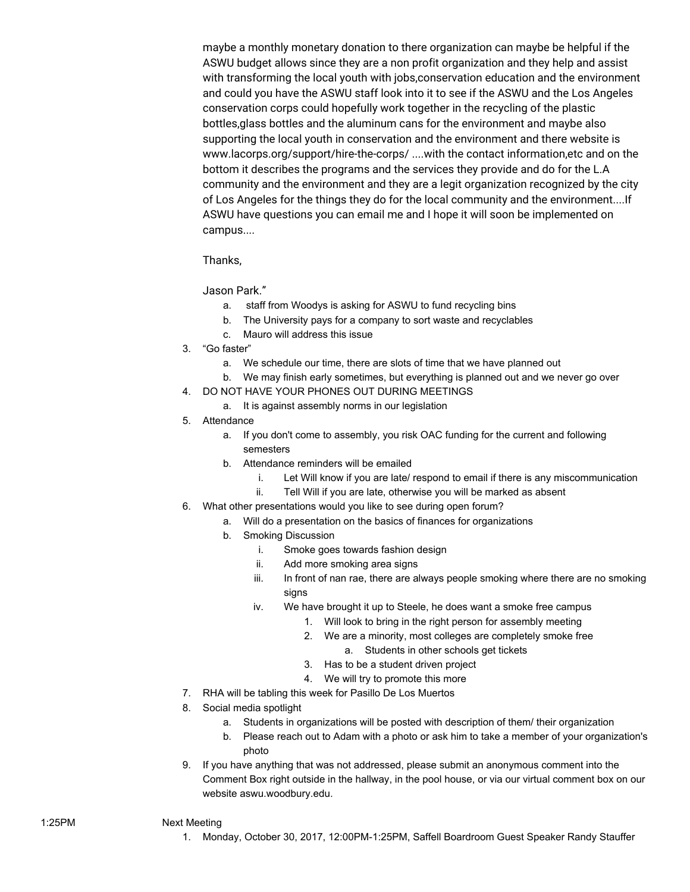maybe a monthly monetary donation to there organization can maybe be helpful if the ASWU budget allows since they are a non profit organization and they help and assist with transforming the local youth with jobs,conservation education and the environment and could you have the ASWU staff look into it to see if the ASWU and the Los Angeles conservation corps could hopefully work together in the recycling of the plastic bottles,glass bottles and the aluminum cans for the environment and maybe also supporting the local youth in conservation and the environment and there website is www.lacorps.org/support/hire-the-corps/ ....with the contact information,etc and on the bottom it describes the programs and the services they provide and do for the L.A community and the environment and they are a legit organization recognized by the city of Los Angeles for the things they do for the local community and the environment....If ASWU have questions you can email me and I hope it will soon be implemented on campus....

Thanks,

Jason Park."

   a. staff from Woodys is asking for ASWU to fund recycling bins
   b. The University pays for a company to sort waste and recyclables
   c. Mauro will address this issue
3. "Go faster"
   a. We schedule our time, there are slots of time that we have planned out
   b. We may finish early sometimes, but everything is planned out and we never go over
4. DO NOT HAVE YOUR PHONES OUT DURING MEETINGS
   a. It is against assembly norms in our legislation
5. Attendance
   a. If you don't come to assembly, you risk OAC funding for the current and following semesters
   b. Attendance reminders will be emailed
      i. Let Will know if you are late/ respond to email if there is any miscommunication
      ii. Tell Will if you are late, otherwise you will be marked as absent
6. What other presentations would you like to see during open forum?
   a. Will do a presentation on the basics of finances for organizations
   b. Smoking Discussion
      i. Smoke goes towards fashion design
      ii. Add more smoking area signs
      iii. In front of nan rae, there are always people smoking where there are no smoking signs
      iv. We have brought it up to Steele, he does want a smoke free campus
         1. Will look to bring in the right person for assembly meeting
         2. We are a minority, most colleges are completely smoke free
            a. Students in other schools get tickets
         3. Has to be a student driven project
         4. We will try to promote this more
7. RHA will be tabling this week for Pasillo De Los Muertos
8. Social media spotlight
   a. Students in organizations will be posted with description of them/ their organization
   b. Please reach out to Adam with a photo or ask him to take a member of your organization's photo
9. If you have anything that was not addressed, please submit an anonymous comment into the Comment Box right outside in the hallway, in the pool house, or via our virtual comment box on our website aswu.woodbury.edu.

1:25PM Next Meeting

1. Monday, October 30, 2017, 12:00PM-1:25PM, Saffell Boardroom Guest Speaker Randy Stauffer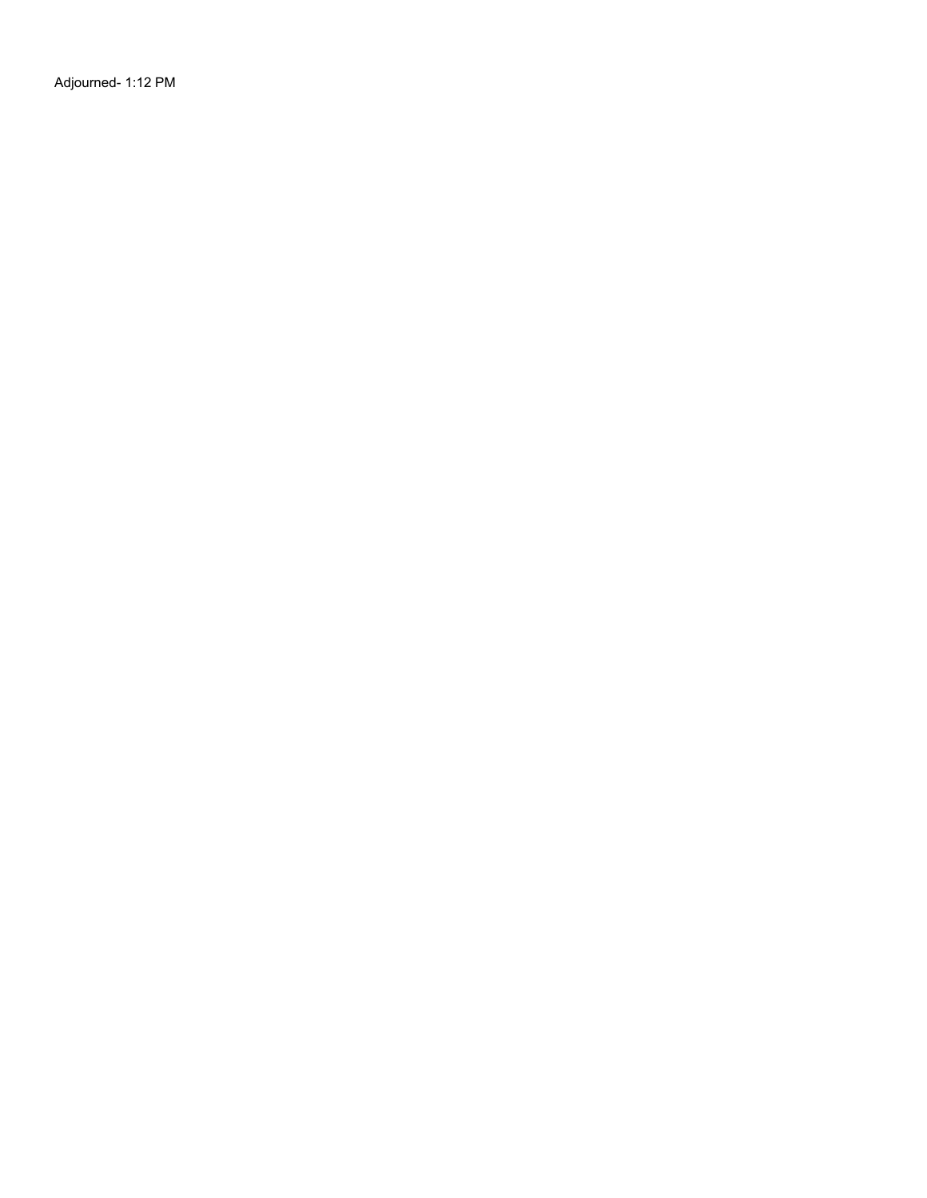Adjourned- 1:12 PM